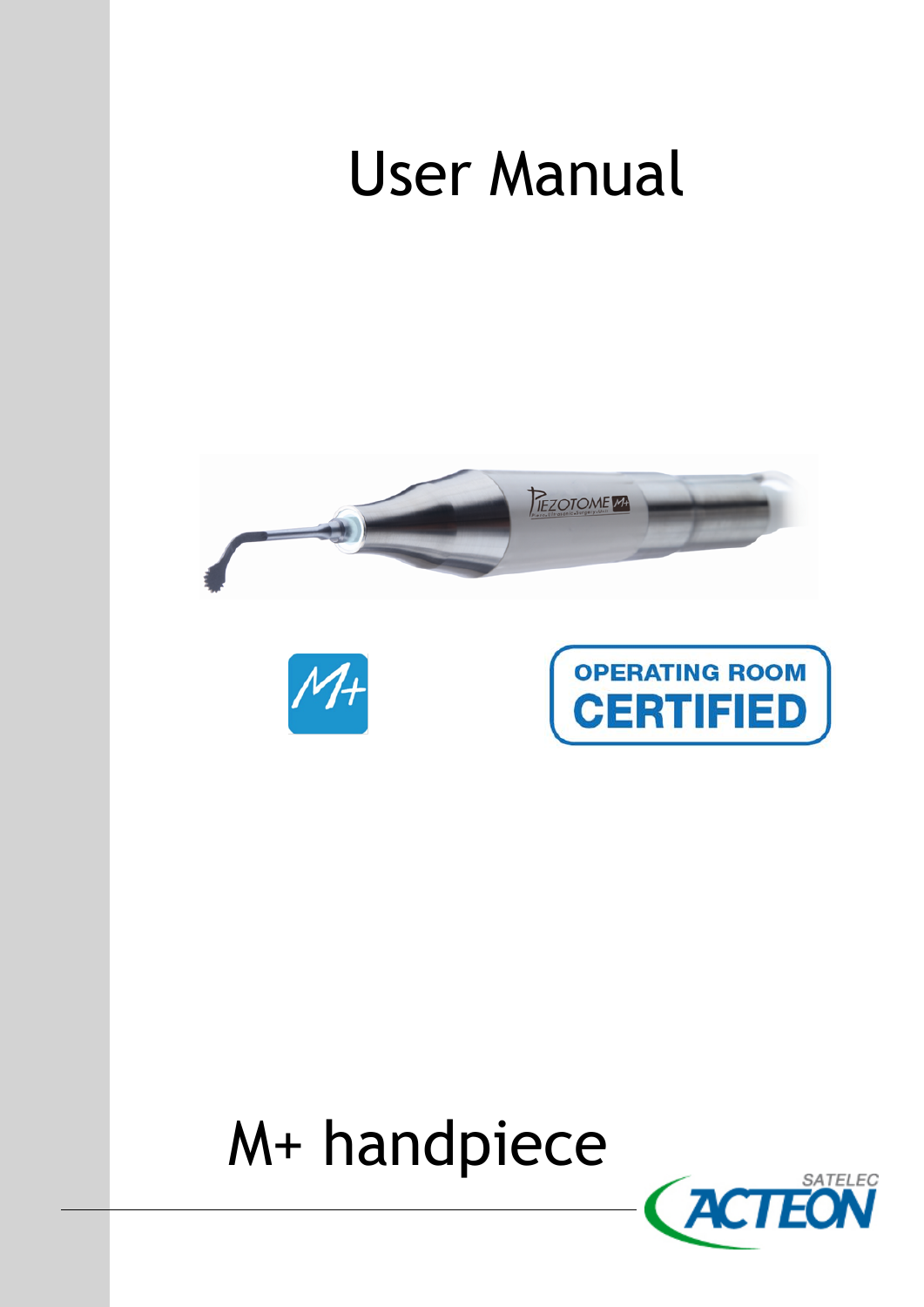# User Manual

OPERATING ROOM
CERTIFIED

# M+ handpiece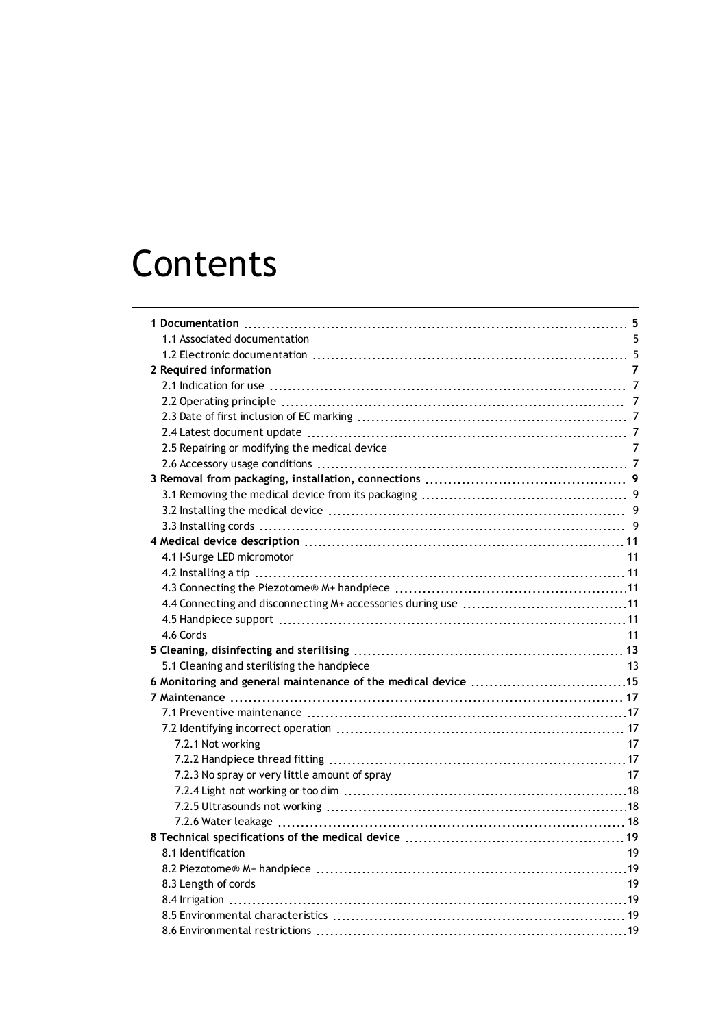# Contents

| | |
|---|---|
| **1 Documentation** | **5** |
| 1.1 Associated documentation | 5 |
| 1.2 Electronic documentation | 5 |
| **2 Required information** | **7** |
| 2.1 Indication for use | 7 |
| 2.2 Operating principle | 7 |
| 2.3 Date of first inclusion of EC marking | 7 |
| 2.4 Latest document update | 7 |
| 2.5 Repairing or modifying the medical device | 7 |
| 2.6 Accessory usage conditions | 7 |
| **3 Removal from packaging, installation, connections** | **9** |
| 3.1 Removing the medical device from its packaging | 9 |
| 3.2 Installing the medical device | 9 |
| 3.3 Installing cords | 9 |
| **4 Medical device description** | **11** |
| 4.1 I-Surge LED micromotor | 11 |
| 4.2 Installing a tip | 11 |
| 4.3 Connecting the Piezotome® M+ handpiece | 11 |
| 4.4 Connecting and disconnecting M+ accessories during use | 11 |
| 4.5 Handpiece support | 11 |
| 4.6 Cords | 11 |
| **5 Cleaning, disinfecting and sterilising** | **13** |
| 5.1 Cleaning and sterilising the handpiece | 13 |
| **6 Monitoring and general maintenance of the medical device** | **15** |
| **7 Maintenance** | **17** |
| 7.1 Preventive maintenance | 17 |
| 7.2 Identifying incorrect operation | 17 |
| 7.2.1 Not working | 17 |
| 7.2.2 Handpiece thread fitting | 17 |
| 7.2.3 No spray or very little amount of spray | 17 |
| 7.2.4 Light not working or too dim | 18 |
| 7.2.5 Ultrasounds not working | 18 |
| 7.2.6 Water leakage | 18 |
| **8 Technical specifications of the medical device** | **19** |
| 8.1 Identification | 19 |
| 8.2 Piezotome® M+ handpiece | 19 |
| 8.3 Length of cords | 19 |
| 8.4 Irrigation | 19 |
| 8.5 Environmental characteristics | 19 |
| 8.6 Environmental restrictions | 19 |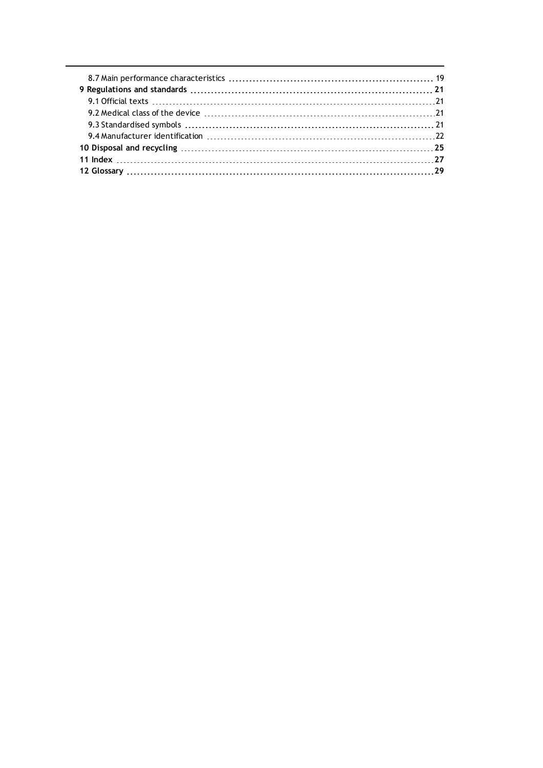8.7 Main performance characteristics ........................................................... 19

**9 Regulations and standards ........................................................... 21**

9.1 Official texts ........................................................... 21

9.2 Medical class of the device ........................................................... 21

9.3 Standardised symbols ........................................................... 21

9.4 Manufacturer identification ........................................................... 22

**10 Disposal and recycling ........................................................... 25**

**11 Index ........................................................... 27**

**12 Glossary ........................................................... 29**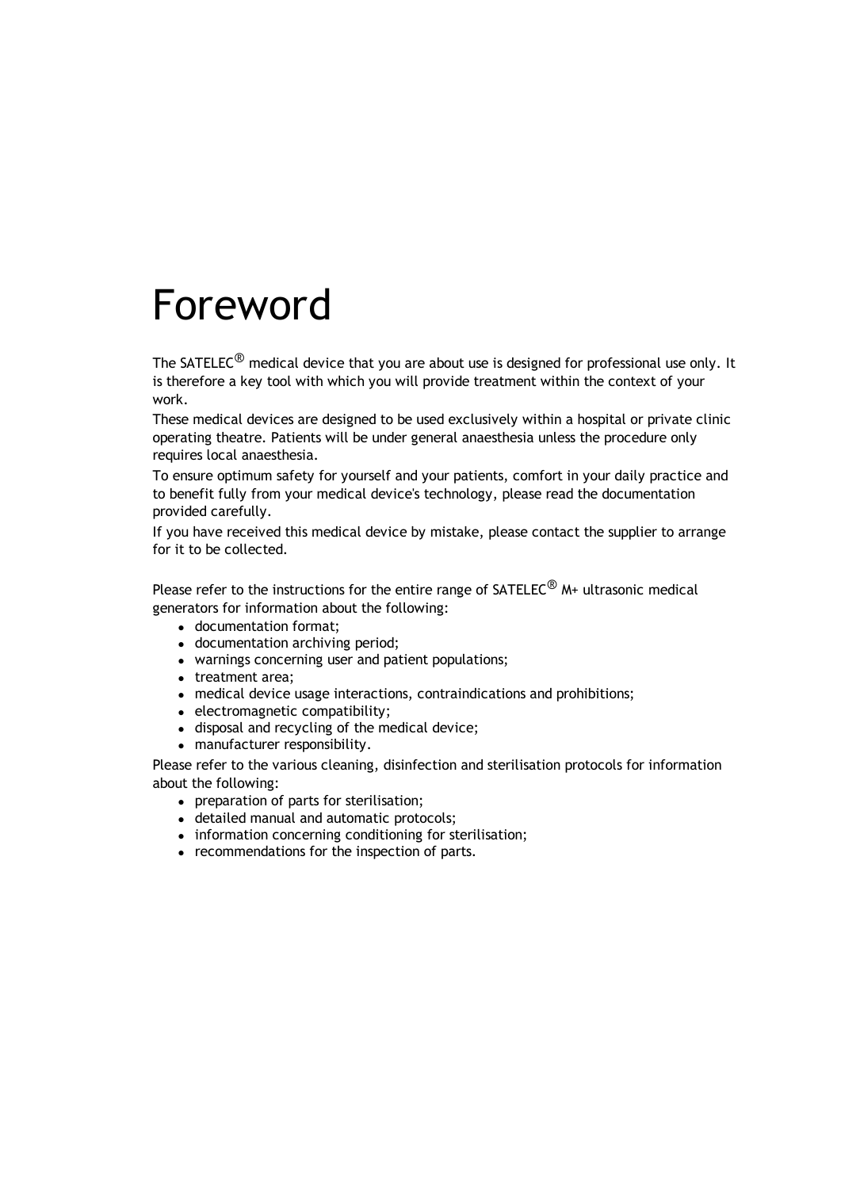# Foreword

The SATELEC® medical device that you are about use is designed for professional use only. It is therefore a key tool with which you will provide treatment within the context of your work.

These medical devices are designed to be used exclusively within a hospital or private clinic operating theatre. Patients will be under general anaesthesia unless the procedure only requires local anaesthesia.

To ensure optimum safety for yourself and your patients, comfort in your daily practice and to benefit fully from your medical device's technology, please read the documentation provided carefully.

If you have received this medical device by mistake, please contact the supplier to arrange for it to be collected.

Please refer to the instructions for the entire range of SATELEC® M+ ultrasonic medical generators for information about the following:

- documentation format;
- documentation archiving period;
- warnings concerning user and patient populations;
- treatment area;
- medical device usage interactions, contraindications and prohibitions;
- electromagnetic compatibility;
- disposal and recycling of the medical device;
- manufacturer responsibility.

Please refer to the various cleaning, disinfection and sterilisation protocols for information about the following:

- preparation of parts for sterilisation;
- detailed manual and automatic protocols;
- information concerning conditioning for sterilisation;
- recommendations for the inspection of parts.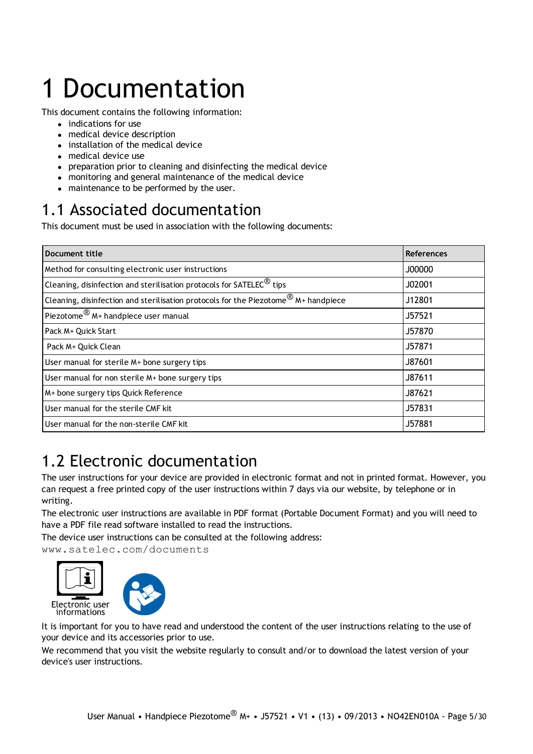# 1 Documentation

This document contains the following information:

- indications for use
- medical device description
- installation of the medical device
- medical device use
- preparation prior to cleaning and disinfecting the medical device
- monitoring and general maintenance of the medical device
- maintenance to be performed by the user.

## 1.1 Associated documentation

This document must be used in association with the following documents:

| Document title | References |
|---|---|
| Method for consulting electronic user instructions | J00000 |
| Cleaning, disinfection and sterilisation protocols for SATELEC® tips | J02001 |
| Cleaning, disinfection and sterilisation protocols for the Piezotome® M+ handpiece | J12801 |
| Piezotome® M+ handpiece user manual | J57521 |
| Pack M+ Quick Start | J57870 |
| Pack M+ Quick Clean | J57871 |
| User manual for sterile M+ bone surgery tips | J87601 |
| User manual for non sterile M+ bone surgery tips | J87611 |
| M+ bone surgery tips Quick Reference | J87621 |
| User manual for the sterile CMF kit | J57831 |
| User manual for the non-sterile CMF kit | J57881 |

## 1.2 Electronic documentation

The user instructions for your device are provided in electronic format and not in printed format. However, you can request a free printed copy of the user instructions within 7 days via our website, by telephone or in writing.

The electronic user instructions are available in PDF format (Portable Document Format) and you will need to have a PDF file read software installed to read the instructions.

The device user instructions can be consulted at the following address:

www.satelec.com/documents

Electronic user informations

It is important for you to have read and understood the content of the user instructions relating to the use of your device and its accessories prior to use.

We recommend that you visit the website regularly to consult and/or to download the latest version of your device's user instructions.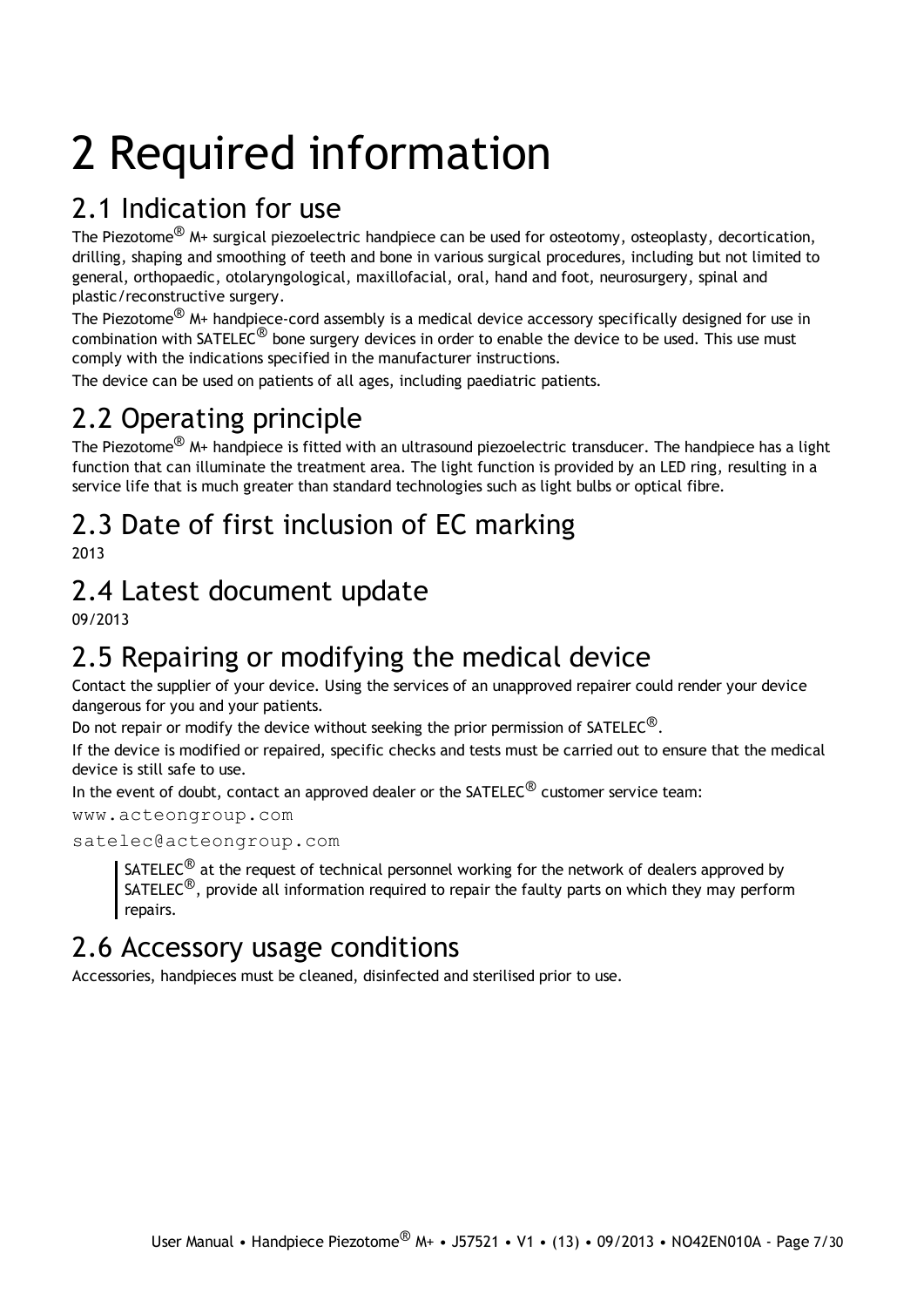# 2 Required information

## 2.1 Indication for use

The Piezotome® M+ surgical piezoelectric handpiece can be used for osteotomy, osteoplasty, decortication, drilling, shaping and smoothing of teeth and bone in various surgical procedures, including but not limited to general, orthopaedic, otolaryngological, maxillofacial, oral, hand and foot, neurosurgery, spinal and plastic/reconstructive surgery.

The Piezotome® M+ handpiece-cord assembly is a medical device accessory specifically designed for use in combination with SATELEC® bone surgery devices in order to enable the device to be used. This use must comply with the indications specified in the manufacturer instructions.

The device can be used on patients of all ages, including paediatric patients.

## 2.2 Operating principle

The Piezotome® M+ handpiece is fitted with an ultrasound piezoelectric transducer. The handpiece has a light function that can illuminate the treatment area. The light function is provided by an LED ring, resulting in a service life that is much greater than standard technologies such as light bulbs or optical fibre.

## 2.3 Date of first inclusion of EC marking

2013

## 2.4 Latest document update

09/2013

## 2.5 Repairing or modifying the medical device

Contact the supplier of your device. Using the services of an unapproved repairer could render your device dangerous for you and your patients.

Do not repair or modify the device without seeking the prior permission of SATELEC®.

If the device is modified or repaired, specific checks and tests must be carried out to ensure that the medical device is still safe to use.

In the event of doubt, contact an approved dealer or the SATELEC® customer service team:

www.acteongroup.com

satelec@acteongroup.com

> SATELEC® at the request of technical personnel working for the network of dealers approved by SATELEC®, provide all information required to repair the faulty parts on which they may perform repairs.

## 2.6 Accessory usage conditions

Accessories, handpieces must be cleaned, disinfected and sterilised prior to use.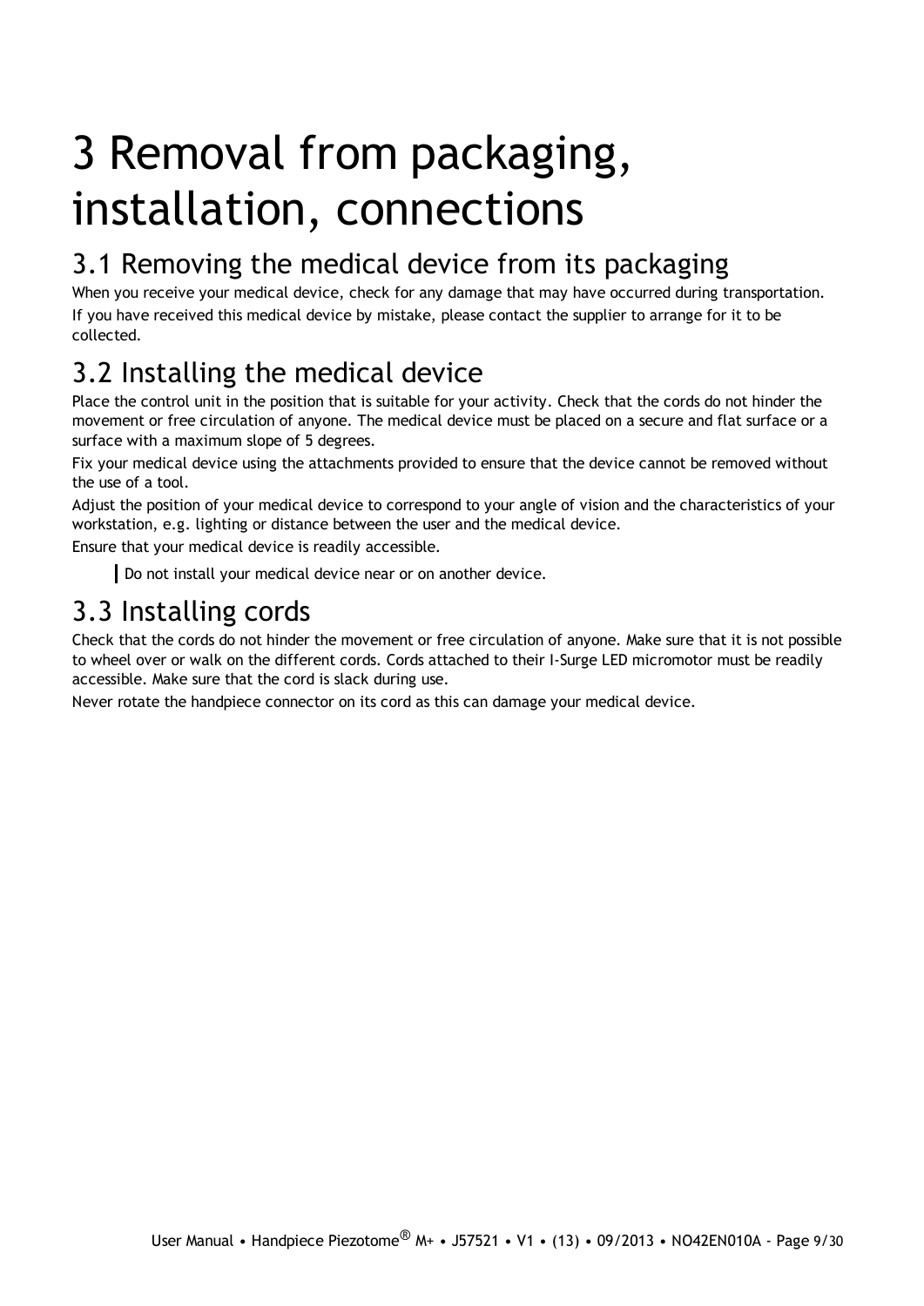# 3 Removal from packaging, installation, connections

## 3.1 Removing the medical device from its packaging

When you receive your medical device, check for any damage that may have occurred during transportation.

If you have received this medical device by mistake, please contact the supplier to arrange for it to be collected.

## 3.2 Installing the medical device

Place the control unit in the position that is suitable for your activity. Check that the cords do not hinder the movement or free circulation of anyone. The medical device must be placed on a secure and flat surface or a surface with a maximum slope of 5 degrees.

Fix your medical device using the attachments provided to ensure that the device cannot be removed without the use of a tool.

Adjust the position of your medical device to correspond to your angle of vision and the characteristics of your workstation, e.g. lighting or distance between the user and the medical device.

Ensure that your medical device is readily accessible.

> Do not install your medical device near or on another device.

## 3.3 Installing cords

Check that the cords do not hinder the movement or free circulation of anyone. Make sure that it is not possible to wheel over or walk on the different cords. Cords attached to their I-Surge LED micromotor must be readily accessible. Make sure that the cord is slack during use.

Never rotate the handpiece connector on its cord as this can damage your medical device.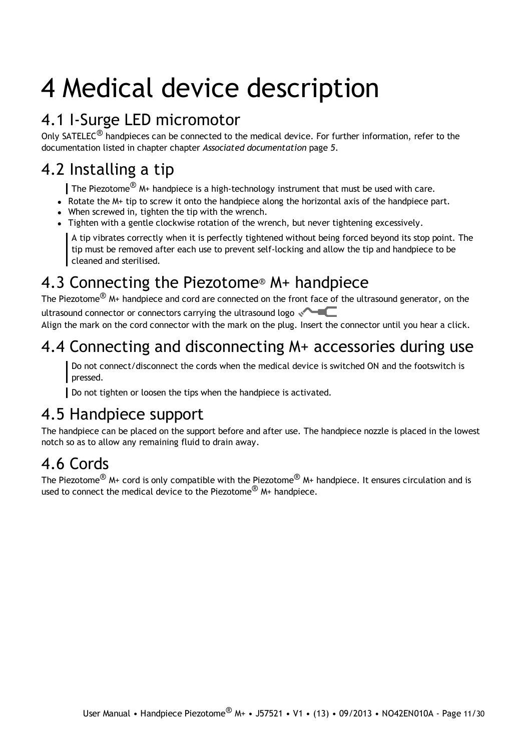# 4 Medical device description

## 4.1 I-Surge LED micromotor

Only SATELEC® handpieces can be connected to the medical device. For further information, refer to the documentation listed in chapter chapter *Associated documentation* page *5*.

## 4.2 Installing a tip

> The Piezotome® M+ handpiece is a high-technology instrument that must be used with care.

- Rotate the M+ tip to screw it onto the handpiece along the horizontal axis of the handpiece part.
- When screwed in, tighten the tip with the wrench.
- Tighten with a gentle clockwise rotation of the wrench, but never tightening excessively.

> A tip vibrates correctly when it is perfectly tightened without being forced beyond its stop point. The tip must be removed after each use to prevent self-locking and allow the tip and handpiece to be cleaned and sterilised.

## 4.3 Connecting the Piezotome® M+ handpiece

The Piezotome® M+ handpiece and cord are connected on the front face of the ultrasound generator, on the ultrasound connector or connectors carrying the ultrasound logo
Align the mark on the cord connector with the mark on the plug. Insert the connector until you hear a click.

## 4.4 Connecting and disconnecting M+ accessories during use

> Do not connect/disconnect the cords when the medical device is switched ON and the footswitch is pressed.

> Do not tighten or loosen the tips when the handpiece is activated.

## 4.5 Handpiece support

The handpiece can be placed on the support before and after use. The handpiece nozzle is placed in the lowest notch so as to allow any remaining fluid to drain away.

## 4.6 Cords

The Piezotome® M+ cord is only compatible with the Piezotome® M+ handpiece. It ensures circulation and is used to connect the medical device to the Piezotome® M+ handpiece.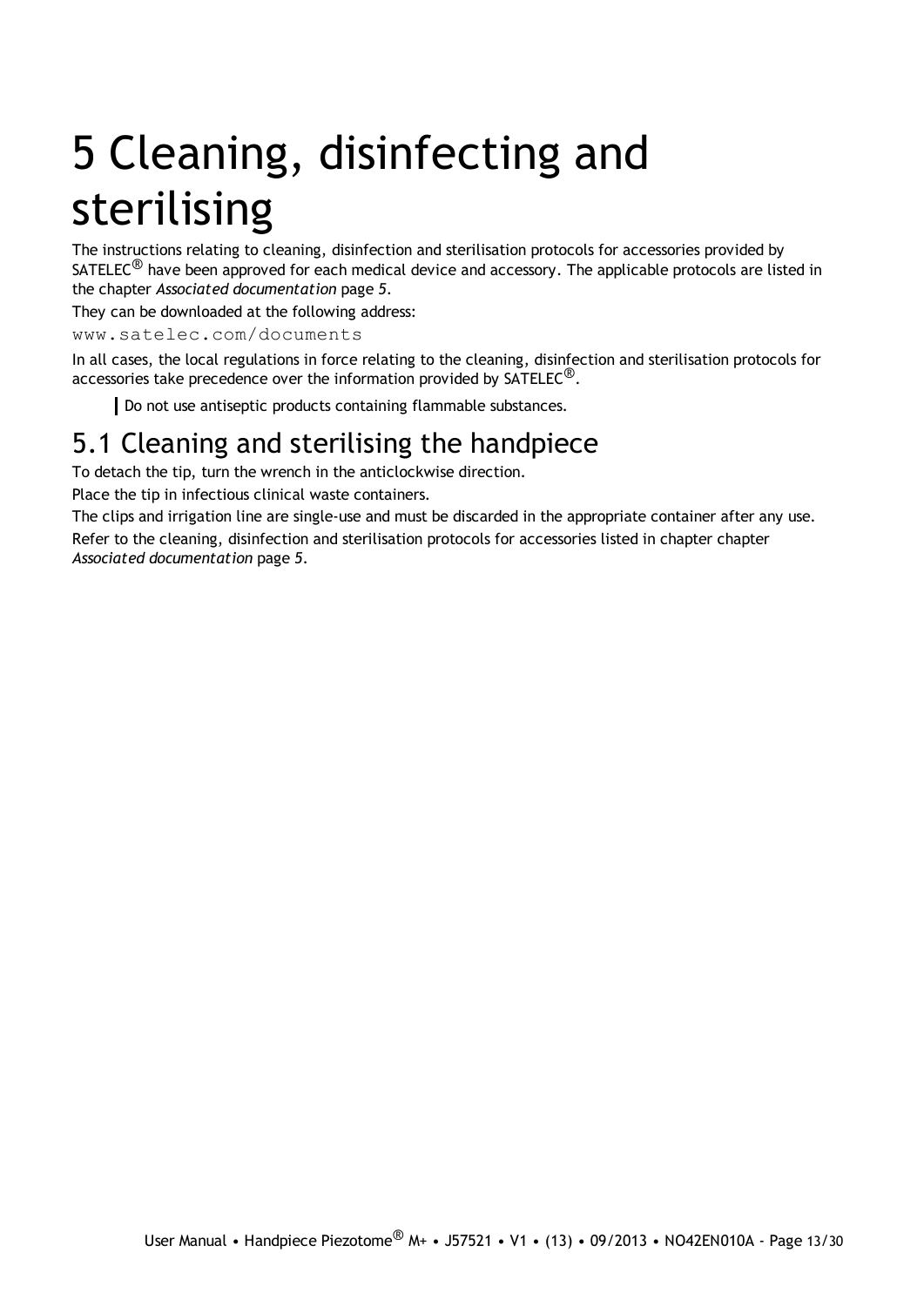# 5 Cleaning, disinfecting and sterilising

The instructions relating to cleaning, disinfection and sterilisation protocols for accessories provided by SATELEC® have been approved for each medical device and accessory. The applicable protocols are listed in the chapter *Associated documentation* page 5.

They can be downloaded at the following address:

www.satelec.com/documents

In all cases, the local regulations in force relating to the cleaning, disinfection and sterilisation protocols for accessories take precedence over the information provided by SATELEC®.

> Do not use antiseptic products containing flammable substances.

## 5.1 Cleaning and sterilising the handpiece

To detach the tip, turn the wrench in the anticlockwise direction.

Place the tip in infectious clinical waste containers.

The clips and irrigation line are single-use and must be discarded in the appropriate container after any use.

Refer to the cleaning, disinfection and sterilisation protocols for accessories listed in chapter chapter *Associated documentation* page 5.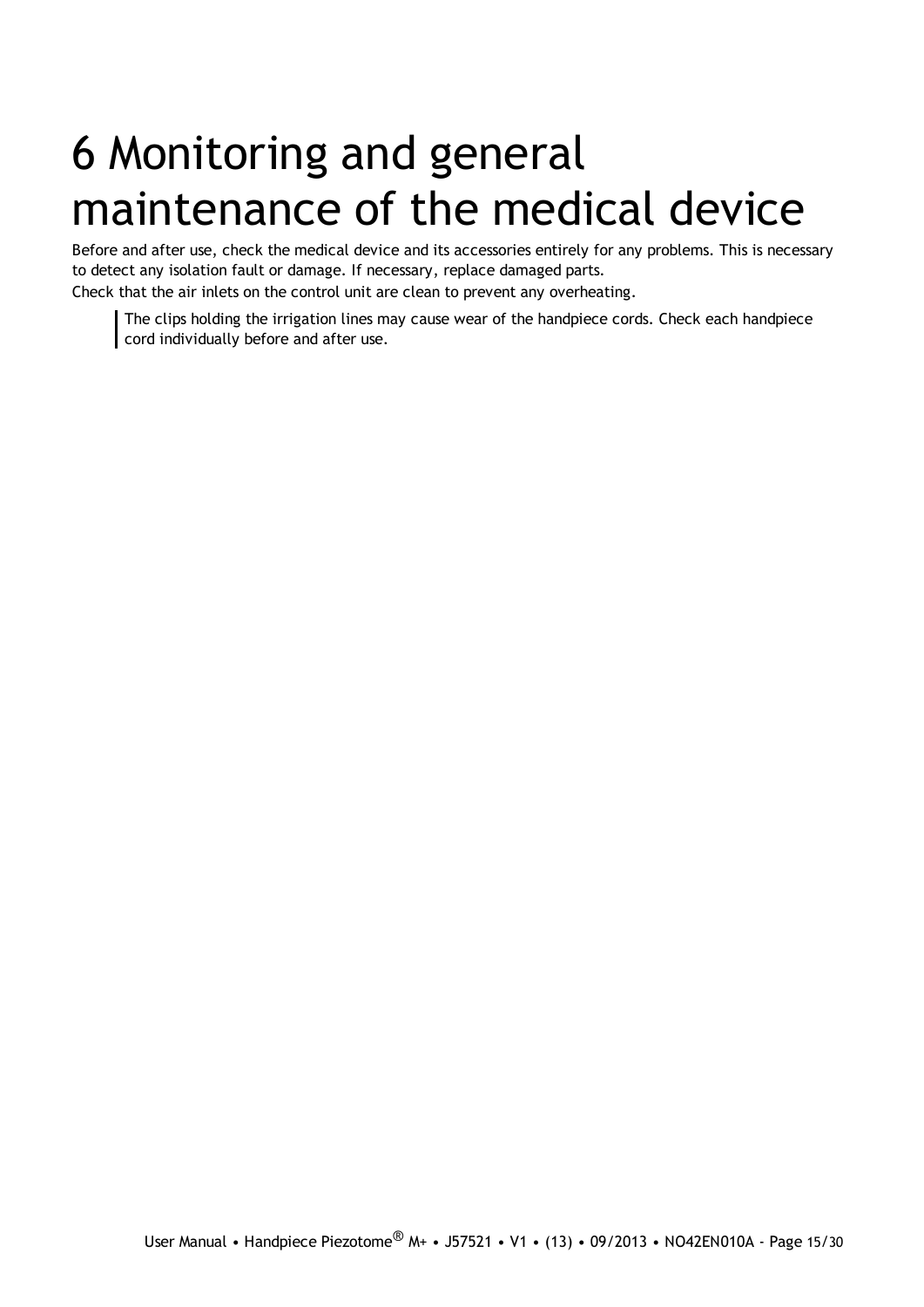# 6 Monitoring and general maintenance of the medical device

Before and after use, check the medical device and its accessories entirely for any problems. This is necessary to detect any isolation fault or damage. If necessary, replace damaged parts.

Check that the air inlets on the control unit are clean to prevent any overheating.

> The clips holding the irrigation lines may cause wear of the handpiece cords. Check each handpiece cord individually before and after use.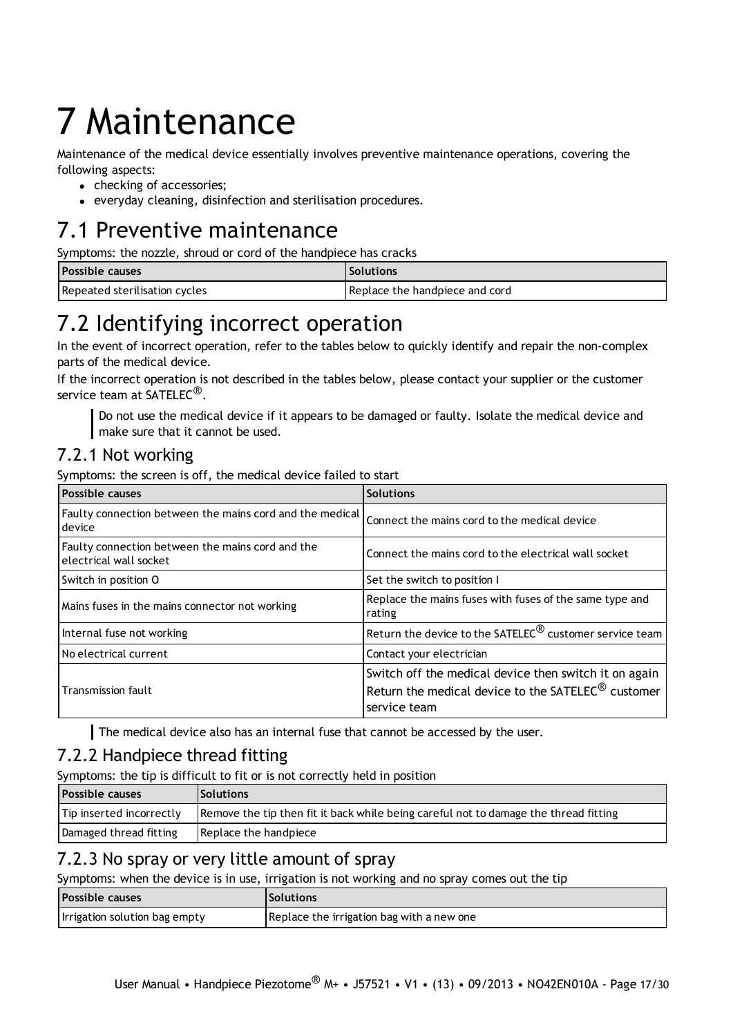# 7 Maintenance

Maintenance of the medical device essentially involves preventive maintenance operations, covering the following aspects:

- checking of accessories;
- everyday cleaning, disinfection and sterilisation procedures.

## 7.1 Preventive maintenance

Symptoms: the nozzle, shroud or cord of the handpiece has cracks

| Possible causes | Solutions |
|---|---|
| Repeated sterilisation cycles | Replace the handpiece and cord |

## 7.2 Identifying incorrect operation

In the event of incorrect operation, refer to the tables below to quickly identify and repair the non-complex parts of the medical device.

If the incorrect operation is not described in the tables below, please contact your supplier or the customer service team at SATELEC®.

> Do not use the medical device if it appears to be damaged or faulty. Isolate the medical device and make sure that it cannot be used.

### 7.2.1 Not working

Symptoms: the screen is off, the medical device failed to start

| Possible causes | Solutions |
|---|---|
| Faulty connection between the mains cord and the medical device | Connect the mains cord to the medical device |
| Faulty connection between the mains cord and the electrical wall socket | Connect the mains cord to the electrical wall socket |
| Switch in position O | Set the switch to position I |
| Mains fuses in the mains connector not working | Replace the mains fuses with fuses of the same type and rating |
| Internal fuse not working | Return the device to the SATELEC® customer service team |
| No electrical current | Contact your electrician |
| Transmission fault | Switch off the medical device then switch it on again<br>Return the medical device to the SATELEC® customer service team |

> The medical device also has an internal fuse that cannot be accessed by the user.

### 7.2.2 Handpiece thread fitting

Symptoms: the tip is difficult to fit or is not correctly held in position

| Possible causes | Solutions |
|---|---|
| Tip inserted incorrectly | Remove the tip then fit it back while being careful not to damage the thread fitting |
| Damaged thread fitting | Replace the handpiece |

### 7.2.3 No spray or very little amount of spray

Symptoms: when the device is in use, irrigation is not working and no spray comes out the tip

| Possible causes | Solutions |
|---|---|
| Irrigation solution bag empty | Replace the irrigation bag with a new one |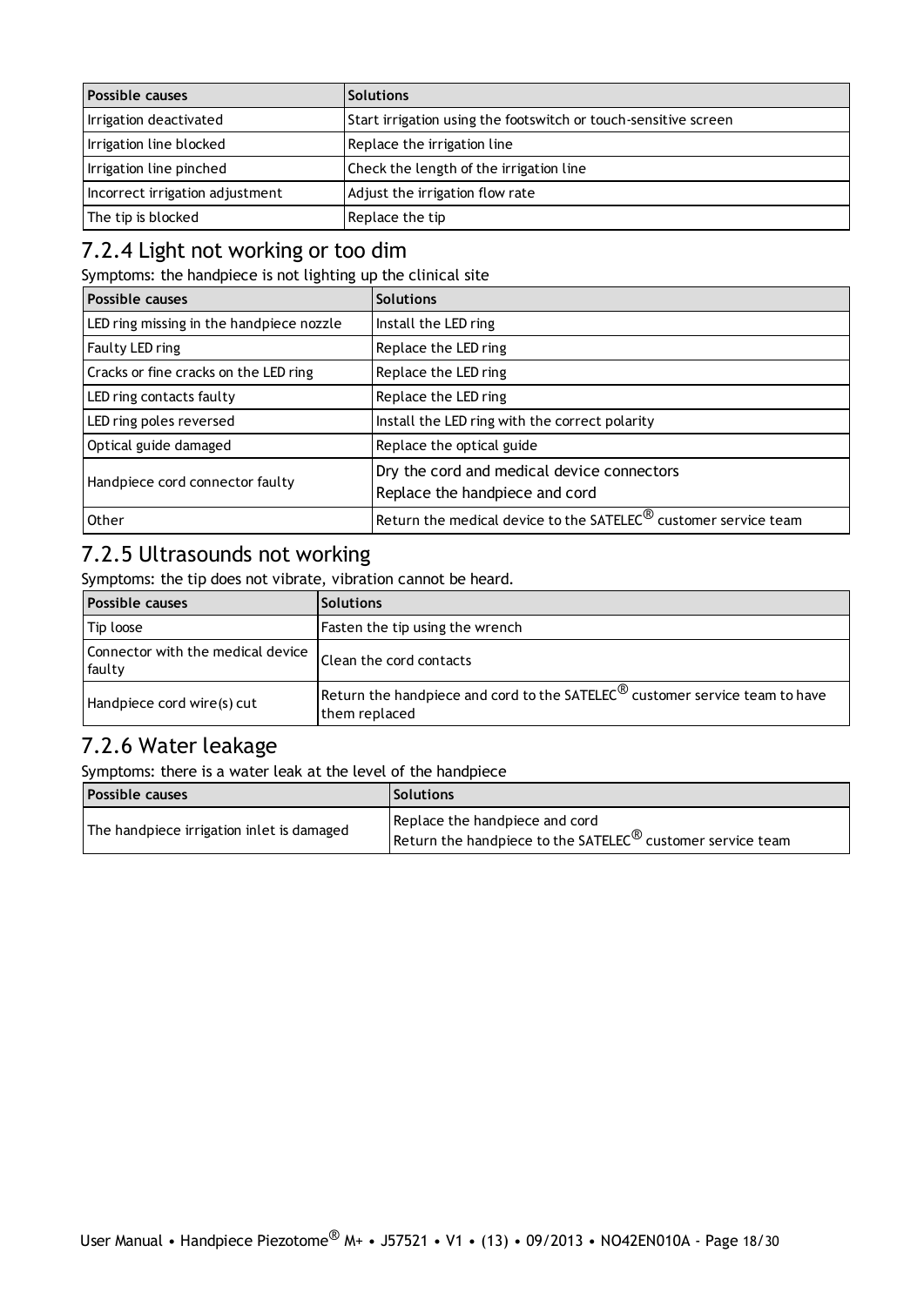| Possible causes | Solutions |
| --- | --- |
| Irrigation deactivated | Start irrigation using the footswitch or touch-sensitive screen |
| Irrigation line blocked | Replace the irrigation line |
| Irrigation line pinched | Check the length of the irrigation line |
| Incorrect irrigation adjustment | Adjust the irrigation flow rate |
| The tip is blocked | Replace the tip |

## 7.2.4 Light not working or too dim

Symptoms: the handpiece is not lighting up the clinical site

| Possible causes | Solutions |
| --- | --- |
| LED ring missing in the handpiece nozzle | Install the LED ring |
| Faulty LED ring | Replace the LED ring |
| Cracks or fine cracks on the LED ring | Replace the LED ring |
| LED ring contacts faulty | Replace the LED ring |
| LED ring poles reversed | Install the LED ring with the correct polarity |
| Optical guide damaged | Replace the optical guide |
| Handpiece cord connector faulty | Dry the cord and medical device connectors<br>Replace the handpiece and cord |
| Other | Return the medical device to the SATELEC® customer service team |

## 7.2.5 Ultrasounds not working

Symptoms: the tip does not vibrate, vibration cannot be heard.

| Possible causes | Solutions |
| --- | --- |
| Tip loose | Fasten the tip using the wrench |
| Connector with the medical device faulty | Clean the cord contacts |
| Handpiece cord wire(s) cut | Return the handpiece and cord to the SATELEC® customer service team to have them replaced |

## 7.2.6 Water leakage

Symptoms: there is a water leak at the level of the handpiece

| Possible causes | Solutions |
| --- | --- |
| The handpiece irrigation inlet is damaged | Replace the handpiece and cord<br>Return the handpiece to the SATELEC® customer service team |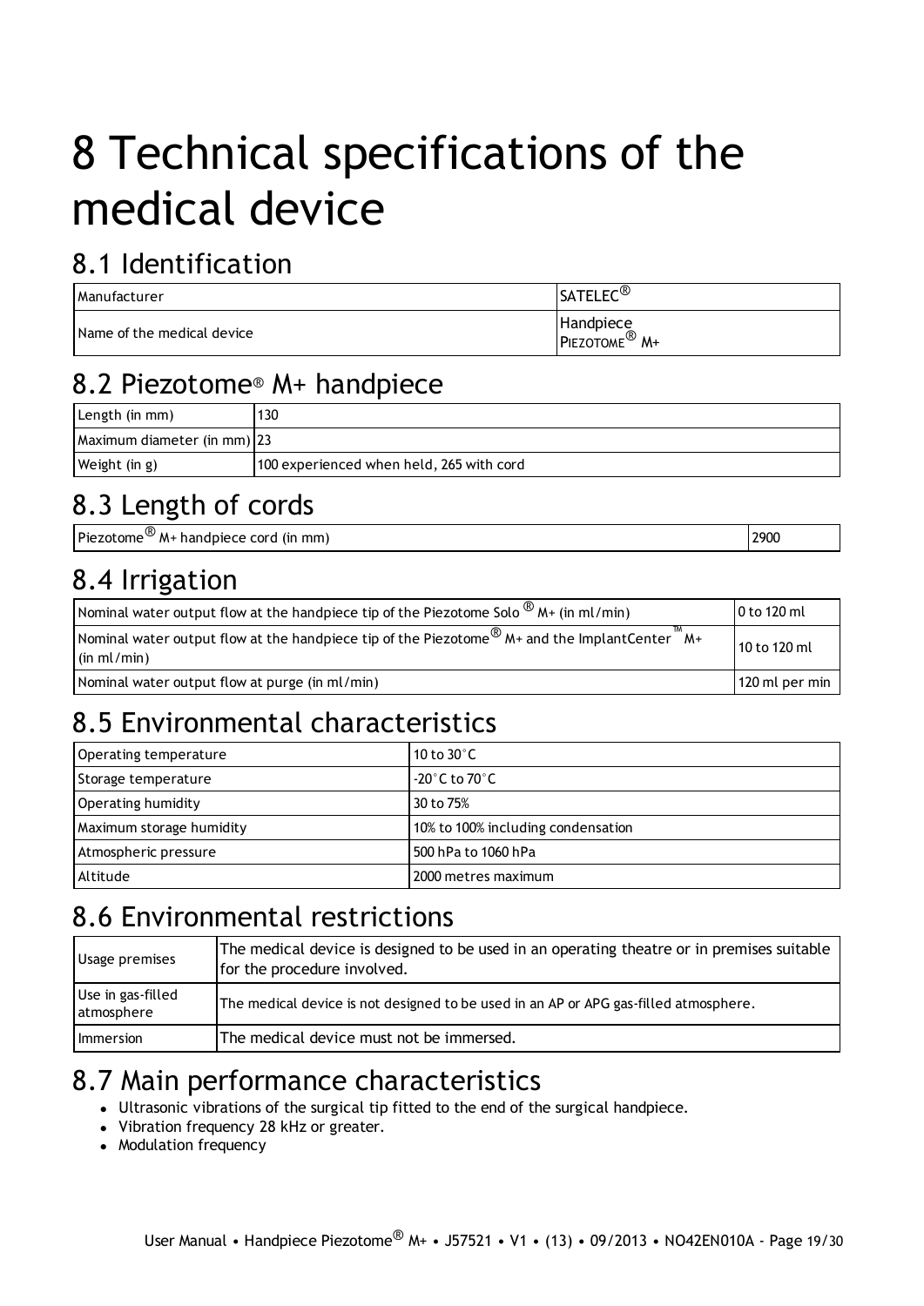# 8 Technical specifications of the medical device

## 8.1 Identification

| Manufacturer | SATELEC® |
|---|---|
| Name of the medical device | Handpiece PIEZOTOME® M+ |

## 8.2 Piezotome® M+ handpiece

| Length (in mm) | 130 |
|---|---|
| Maximum diameter (in mm) | 23 |
| Weight (in g) | 100 experienced when held, 265 with cord |

## 8.3 Length of cords

| Piezotome® M+ handpiece cord (in mm) | 2900 |
|---|---|

## 8.4 Irrigation

| Nominal water output flow at the handpiece tip of the Piezotome Solo ® M+ (in ml/min) | 0 to 120 ml |
|---|---|
| Nominal water output flow at the handpiece tip of the Piezotome® M+ and the ImplantCenter™ M+ (in ml/min) | 10 to 120 ml |
| Nominal water output flow at purge (in ml/min) | 120 ml per min |

## 8.5 Environmental characteristics

| Operating temperature | 10 to 30°C |
|---|---|
| Storage temperature | -20°C to 70°C |
| Operating humidity | 30 to 75% |
| Maximum storage humidity | 10% to 100% including condensation |
| Atmospheric pressure | 500 hPa to 1060 hPa |
| Altitude | 2000 metres maximum |

## 8.6 Environmental restrictions

| Usage premises | The medical device is designed to be used in an operating theatre or in premises suitable for the procedure involved. |
|---|---|
| Use in gas-filled atmosphere | The medical device is not designed to be used in an AP or APG gas-filled atmosphere. |
| Immersion | The medical device must not be immersed. |

## 8.7 Main performance characteristics

- Ultrasonic vibrations of the surgical tip fitted to the end of the surgical handpiece.
- Vibration frequency 28 kHz or greater.
- Modulation frequency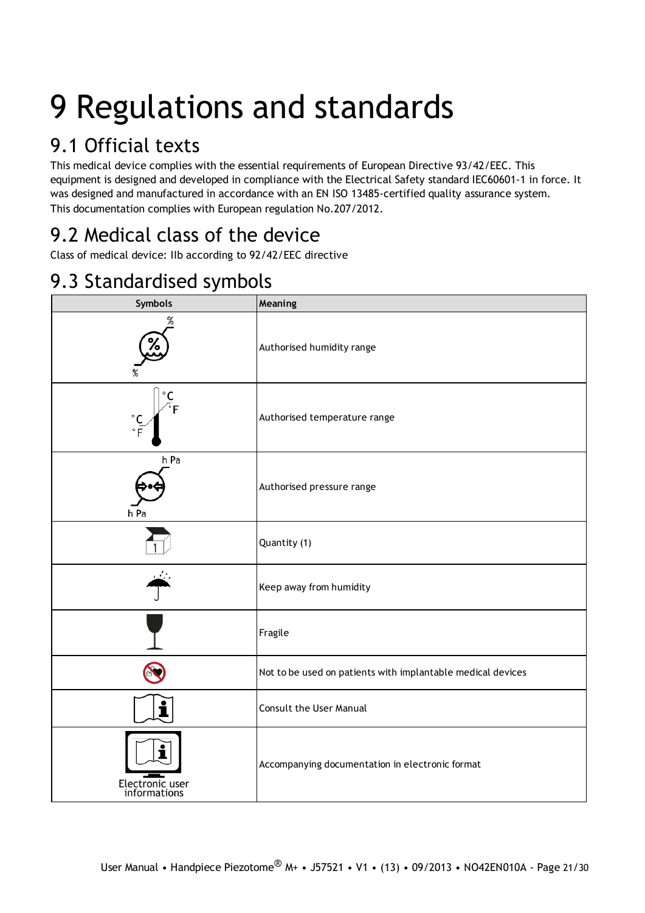# 9 Regulations and standards

## 9.1 Official texts

This medical device complies with the essential requirements of European Directive 93/42/EEC. This equipment is designed and developed in compliance with the Electrical Safety standard IEC60601-1 in force. It was designed and manufactured in accordance with an EN ISO 13485-certified quality assurance system.
This documentation complies with European regulation No.207/2012.

## 9.2 Medical class of the device

Class of medical device: IIb according to 92/42/EEC directive

## 9.3 Standardised symbols

| Symbols | Meaning |
|---|---|
| % % | Authorised humidity range |
| °C °F °C °F | Authorised temperature range |
| h Pa h Pa | Authorised pressure range |
| 1 | Quantity (1) |
| | Keep away from humidity |
| | Fragile |
| | Not to be used on patients with implantable medical devices |
| | Consult the User Manual |
| Electronic user informations | Accompanying documentation in electronic format |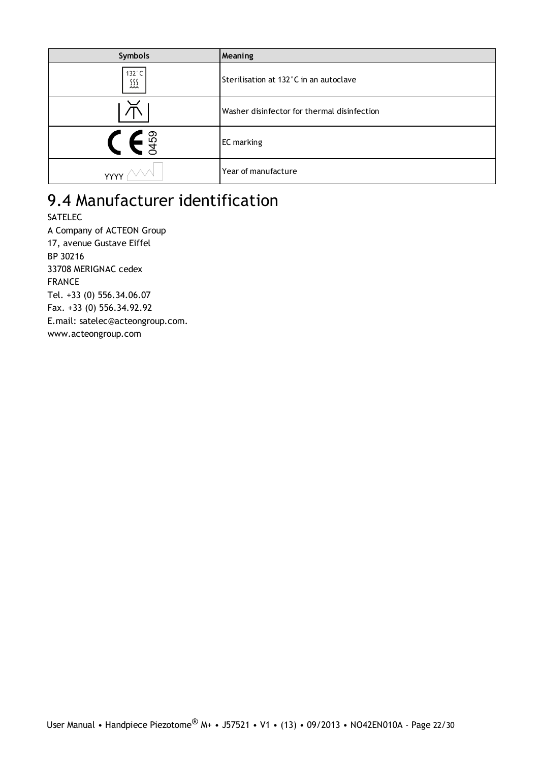| Symbols | Meaning |
|---|---|
| 132°C | Sterilisation at 132°C in an autoclave |
| | Washer disinfector for thermal disinfection |
| CE 0459 | EC marking |
| YYYY | Year of manufacture |

# 9.4 Manufacturer identification

SATELEC
A Company of ACTEON Group
17, avenue Gustave Eiffel
BP 30216
33708 MERIGNAC cedex
FRANCE
Tel. +33 (0) 556.34.06.07
Fax. +33 (0) 556.34.92.92
E.mail: satelec@acteongroup.com.
www.acteongroup.com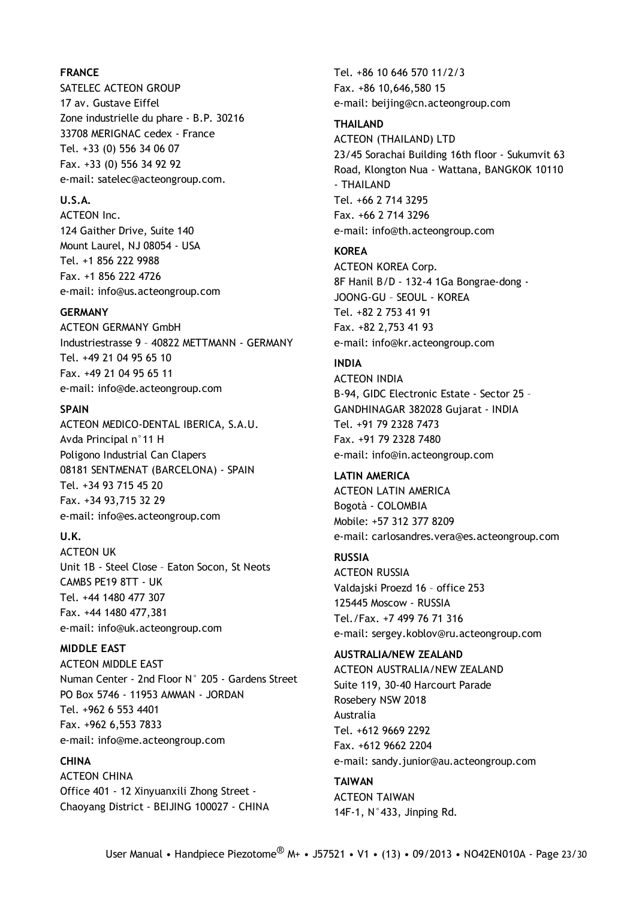**FRANCE**

SATELEC ACTEON GROUP
17 av. Gustave Eiffel
Zone industrielle du phare - B.P. 30216
33708 MERIGNAC cedex - France
Tel. +33 (0) 556 34 06 07
Fax. +33 (0) 556 34 92 92
e-mail: satelec@acteongroup.com.

**U.S.A.**

ACTEON Inc.
124 Gaither Drive, Suite 140
Mount Laurel, NJ 08054 - USA
Tel. +1 856 222 9988
Fax. +1 856 222 4726
e-mail: info@us.acteongroup.com

**GERMANY**

ACTEON GERMANY GmbH
Industriestrasse 9 – 40822 METTMANN - GERMANY
Tel. +49 21 04 95 65 10
Fax. +49 21 04 95 65 11
e-mail: info@de.acteongroup.com

**SPAIN**

ACTEON MEDICO-DENTAL IBERICA, S.A.U.
Avda Principal n°11 H
Poligono Industrial Can Clapers
08181 SENTMENAT (BARCELONA) - SPAIN
Tel. +34 93 715 45 20
Fax. +34 93,715 32 29
e-mail: info@es.acteongroup.com

**U.K.**

ACTEON UK
Unit 1B - Steel Close – Eaton Socon, St Neots
CAMBS PE19 8TT - UK
Tel. +44 1480 477 307
Fax. +44 1480 477,381
e-mail: info@uk.acteongroup.com

**MIDDLE EAST**

ACTEON MIDDLE EAST
Numan Center - 2nd Floor N° 205 - Gardens Street
PO Box 5746 - 11953 AMMAN - JORDAN
Tel. +962 6 553 4401
Fax. +962 6,553 7833
e-mail: info@me.acteongroup.com

**CHINA**

ACTEON CHINA
Office 401 - 12 Xinyuanxili Zhong Street -
Chaoyang District - BEIJING 100027 - CHINA
Tel. +86 10 646 570 11/2/3
Fax. +86 10,646,580 15
e-mail: beijing@cn.acteongroup.com

**THAILAND**

ACTEON (THAILAND) LTD
23/45 Sorachai Building 16th floor - Sukumvit 63
Road, Klongton Nua - Wattana, BANGKOK 10110
- THAILAND
Tel. +66 2 714 3295
Fax. +66 2 714 3296
e-mail: info@th.acteongroup.com

**KOREA**

ACTEON KOREA Corp.
8F Hanil B/D - 132-4 1Ga Bongrae-dong -
JOONG-GU – SEOUL - KOREA
Tel. +82 2 753 41 91
Fax. +82 2,753 41 93
e-mail: info@kr.acteongroup.com

**INDIA**

ACTEON INDIA
B-94, GIDC Electronic Estate - Sector 25 –
GANDHINAGAR 382028 Gujarat - INDIA
Tel. +91 79 2328 7473
Fax. +91 79 2328 7480
e-mail: info@in.acteongroup.com

**LATIN AMERICA**

ACTEON LATIN AMERICA
Bogotà - COLOMBIA
Mobile: +57 312 377 8209
e-mail: carlosandres.vera@es.acteongroup.com

**RUSSIA**

ACTEON RUSSIA
Valdajski Proezd 16 – office 253
125445 Moscow - RUSSIA
Tel./Fax. +7 499 76 71 316
e-mail: sergey.koblov@ru.acteongroup.com

**AUSTRALIA/NEW ZEALAND**

ACTEON AUSTRALIA/NEW ZEALAND
Suite 119, 30-40 Harcourt Parade
Rosebery NSW 2018
Australia
Tel. +612 9669 2292
Fax. +612 9662 2204
e-mail: sandy.junior@au.acteongroup.com

**TAIWAN**

ACTEON TAIWAN
14F-1, N°433, Jinping Rd.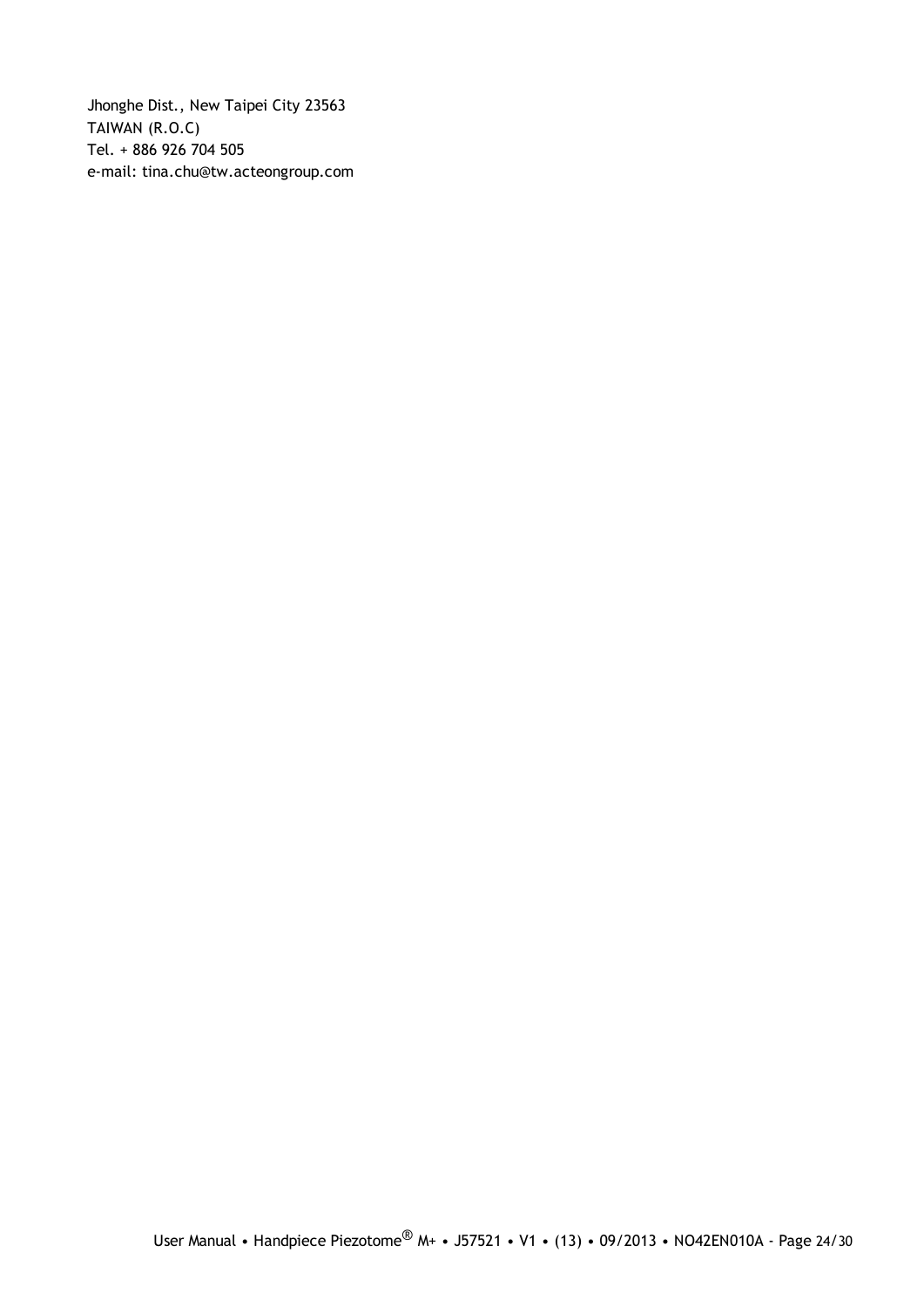Jhonghe Dist., New Taipei City 23563
TAIWAN (R.O.C)
Tel. + 886 926 704 505
e-mail: tina.chu@tw.acteongroup.com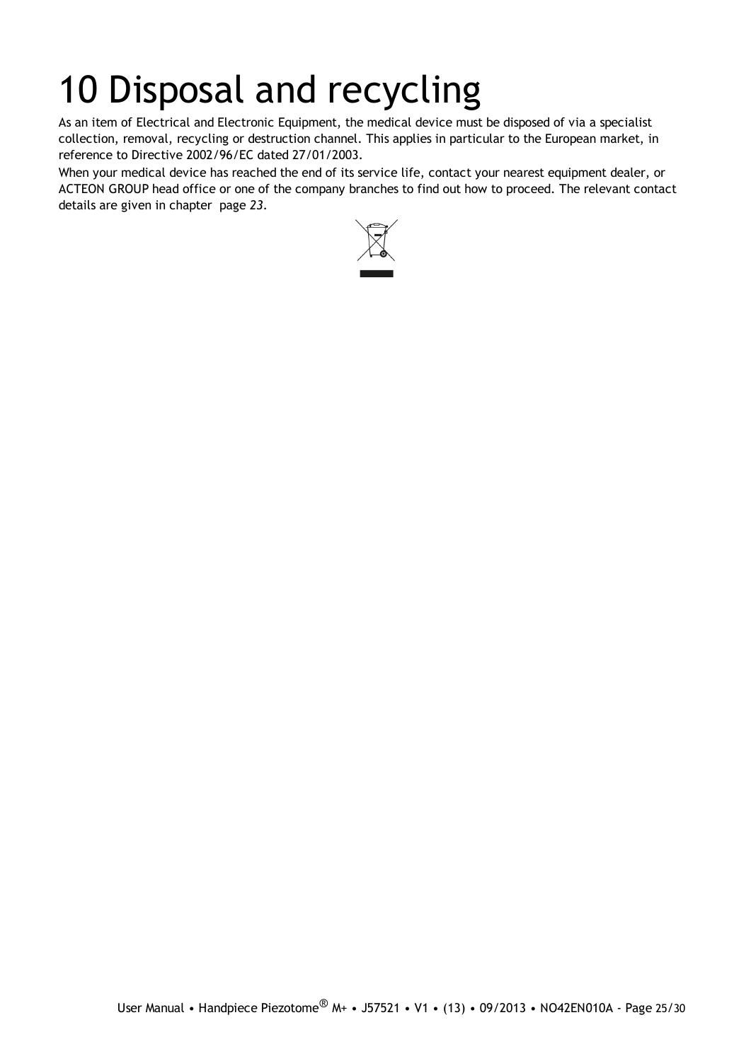# 10 Disposal and recycling

As an item of Electrical and Electronic Equipment, the medical device must be disposed of via a specialist collection, removal, recycling or destruction channel. This applies in particular to the European market, in reference to Directive 2002/96/EC dated 27/01/2003.

When your medical device has reached the end of its service life, contact your nearest equipment dealer, or ACTEON GROUP head office or one of the company branches to find out how to proceed. The relevant contact details are given in chapter  page *23*.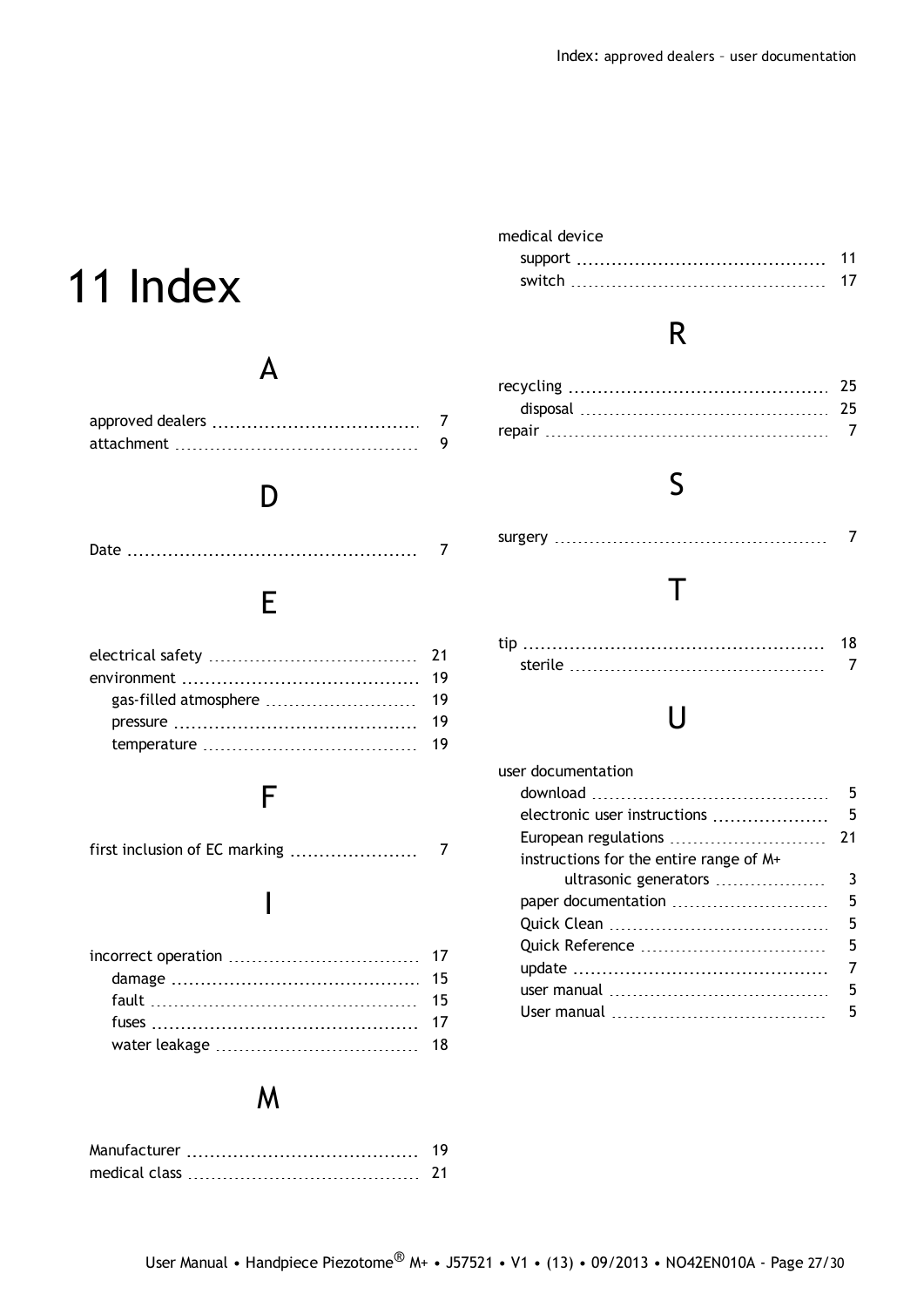# 11 Index

## A

approved dealers ........ 7
attachment ........ 9

## D

Date ........ 7

## E

electrical safety ........ 21
environment ........ 19
- gas-filled atmosphere ........ 19
- pressure ........ 19
- temperature ........ 19

## F

first inclusion of EC marking ........ 7

## I

incorrect operation ........ 17
- damage ........ 15
- fault ........ 15
- fuses ........ 17
- water leakage ........ 18

## M

Manufacturer ........ 19
medical class ........ 21
medical device
- support ........ 11
- switch ........ 17

## R

recycling ........ 25
- disposal ........ 25

repair ........ 7

## S

surgery ........ 7

## T

tip ........ 18
- sterile ........ 7

## U

user documentation
- download ........ 5
- electronic user instructions ........ 5
- European regulations ........ 21
- instructions for the entire range of M+ ultrasonic generators ........ 3
- paper documentation ........ 5
- Quick Clean ........ 5
- Quick Reference ........ 5
- update ........ 7
- user manual ........ 5
- User manual ........ 5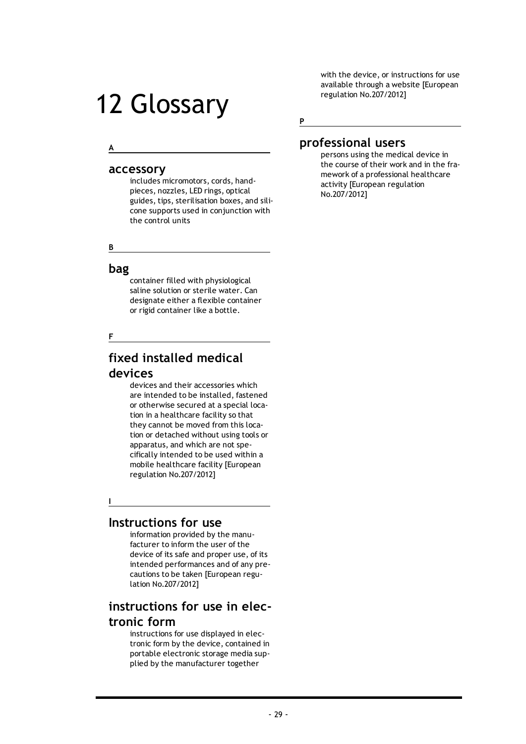# 12 Glossary

**A**

## accessory

includes micromotors, cords, handpieces, nozzles, LED rings, optical guides, tips, sterilisation boxes, and silicone supports used in conjunction with the control units

**B**

## bag

container filled with physiological saline solution or sterile water. Can designate either a flexible container or rigid container like a bottle.

**F**

## fixed installed medical devices

devices and their accessories which are intended to be installed, fastened or otherwise secured at a special location in a healthcare facility so that they cannot be moved from this location or detached without using tools or apparatus, and which are not specifically intended to be used within a mobile healthcare facility [European regulation No.207/2012]

**I**

## Instructions for use

information provided by the manufacturer to inform the user of the device of its safe and proper use, of its intended performances and of any precautions to be taken [European regulation No.207/2012]

## instructions for use in electronic form

instructions for use displayed in electronic form by the device, contained in portable electronic storage media supplied by the manufacturer together with the device, or instructions for use available through a website [European regulation No.207/2012]

**P**

## professional users

persons using the medical device in the course of their work and in the framework of a professional healthcare activity [European regulation No.207/2012]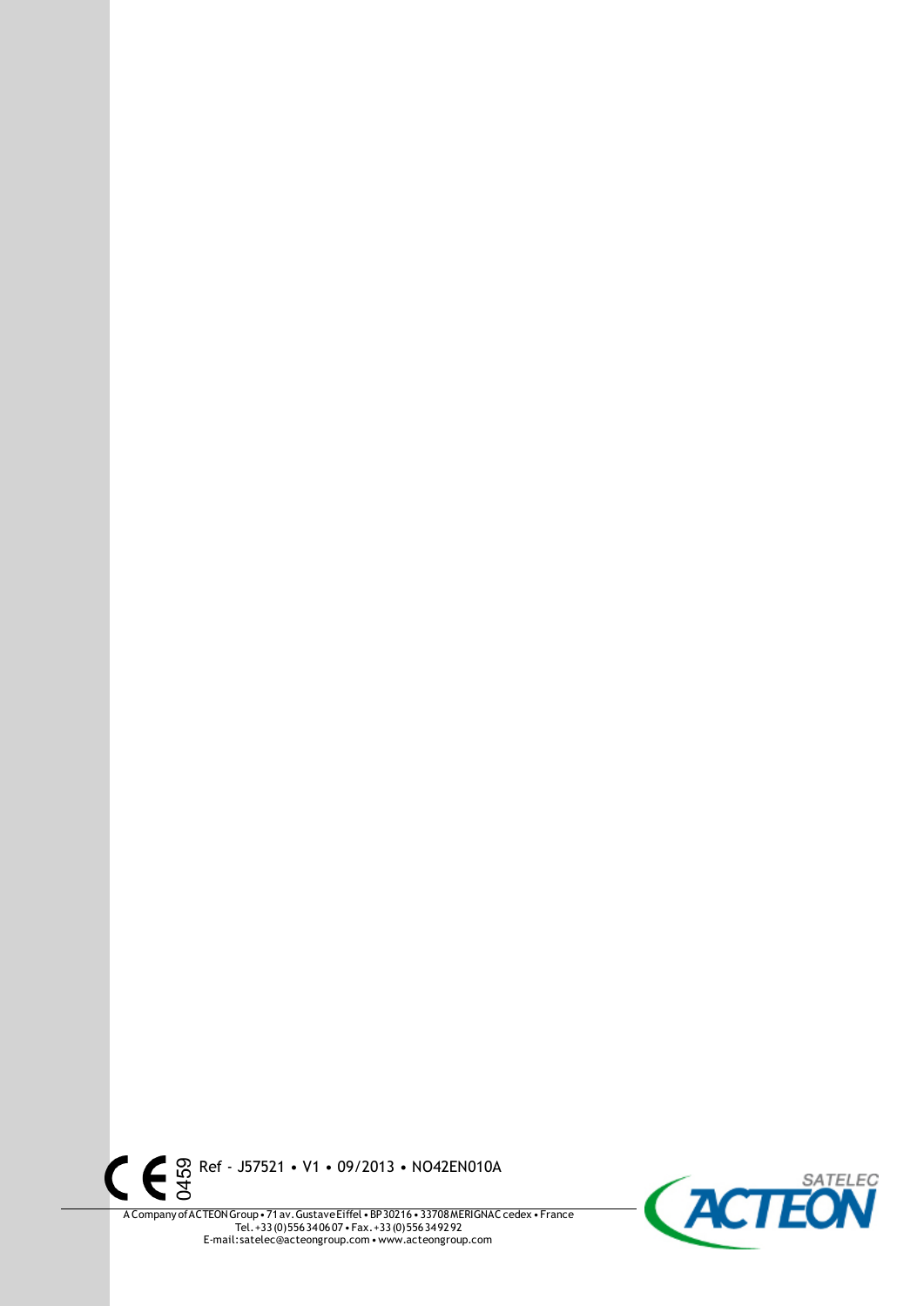CE 0459 Ref - J57521 • V1 • 09/2013 • NO42EN010A

A Company of ACTEON Group • 71 av. Gustave Eiffel • BP 30216 • 33708 MERIGNAC cedex • France
Tel. +33 (0) 556 34 06 07 • Fax. +33 (0) 556 34 92 92
E-mail: satelec@acteongroup.com • www.acteongroup.com

SATELEC ACTEON